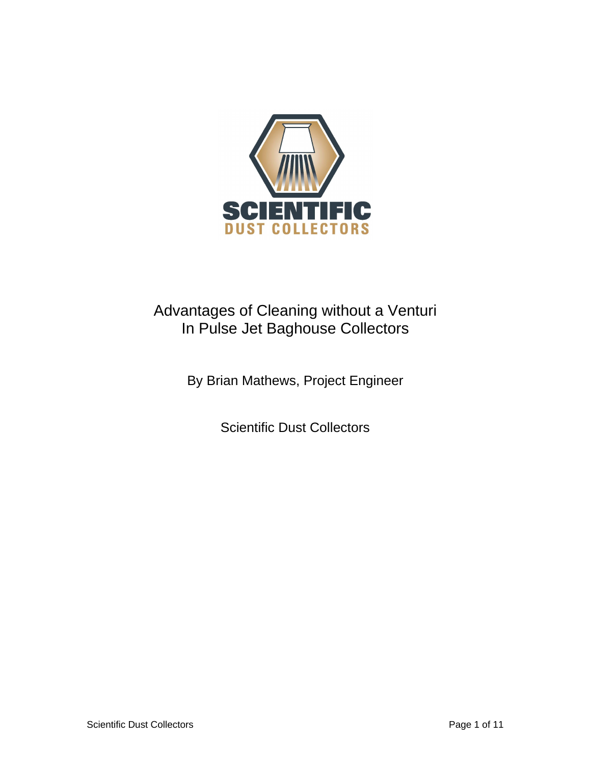SCIENTIFIC
DUST COLLECTORS

# Advantages of Cleaning without a Venturi In Pulse Jet Baghouse Collectors

By Brian Mathews, Project Engineer

Scientific Dust Collectors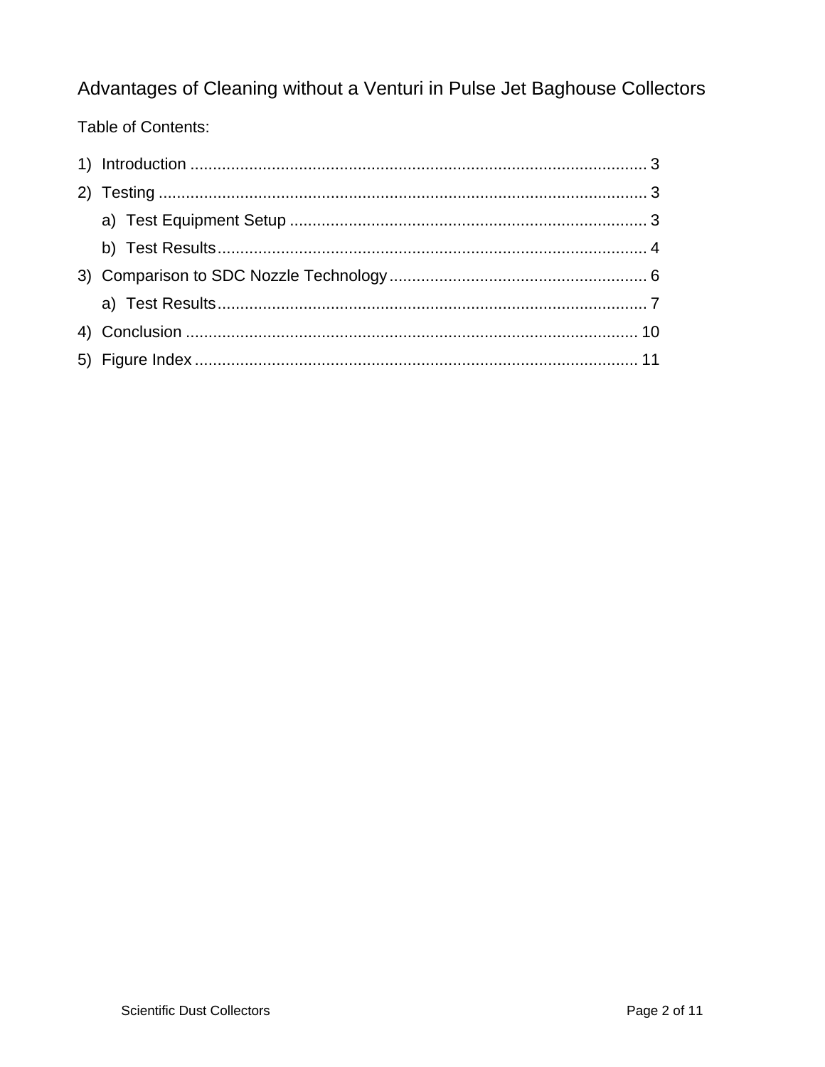# Advantages of Cleaning without a Venturi in Pulse Jet Baghouse Collectors

Table of Contents:

1) Introduction ..................................................................................................... 3
2) Testing ............................................................................................................ 3
   a) Test Equipment Setup ............................................................................... 3
   b) Test Results............................................................................................... 4
3) Comparison to SDC Nozzle Technology......................................................... 6
   a) Test Results............................................................................................... 7
4) Conclusion .................................................................................................... 10
5) Figure Index .................................................................................................. 11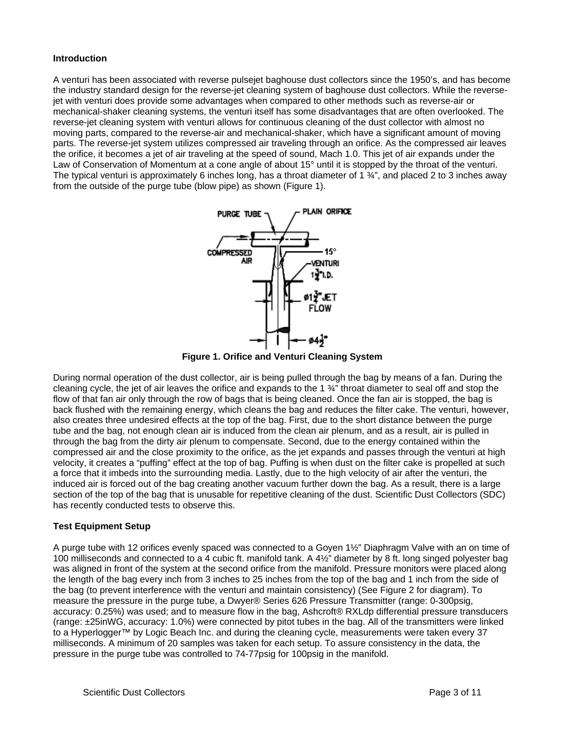**Introduction**

A venturi has been associated with reverse pulsejet baghouse dust collectors since the 1950's, and has become the industry standard design for the reverse-jet cleaning system of baghouse dust collectors. While the reverse-jet with venturi does provide some advantages when compared to other methods such as reverse-air or mechanical-shaker cleaning systems, the venturi itself has some disadvantages that are often overlooked. The reverse-jet cleaning system with venturi allows for continuous cleaning of the dust collector with almost no moving parts, compared to the reverse-air and mechanical-shaker, which have a significant amount of moving parts. The reverse-jet system utilizes compressed air traveling through an orifice. As the compressed air leaves the orifice, it becomes a jet of air traveling at the speed of sound, Mach 1.0. This jet of air expands under the Law of Conservation of Momentum at a cone angle of about 15° until it is stopped by the throat of the venturi. The typical venturi is approximately 6 inches long, has a throat diameter of 1 ¾", and placed 2 to 3 inches away from the outside of the purge tube (blow pipe) as shown (Figure 1).

**Figure 1. Orifice and Venturi Cleaning System**

During normal operation of the dust collector, air is being pulled through the bag by means of a fan. During the cleaning cycle, the jet of air leaves the orifice and expands to the 1 ¾" throat diameter to seal off and stop the flow of that fan air only through the row of bags that is being cleaned. Once the fan air is stopped, the bag is back flushed with the remaining energy, which cleans the bag and reduces the filter cake. The venturi, however, also creates three undesired effects at the top of the bag. First, due to the short distance between the purge tube and the bag, not enough clean air is induced from the clean air plenum, and as a result, air is pulled in through the bag from the dirty air plenum to compensate. Second, due to the energy contained within the compressed air and the close proximity to the orifice, as the jet expands and passes through the venturi at high velocity, it creates a "puffing" effect at the top of bag. Puffing is when dust on the filter cake is propelled at such a force that it imbeds into the surrounding media. Lastly, due to the high velocity of air after the venturi, the induced air is forced out of the bag creating another vacuum further down the bag. As a result, there is a large section of the top of the bag that is unusable for repetitive cleaning of the dust. Scientific Dust Collectors (SDC) has recently conducted tests to observe this.

**Test Equipment Setup**

A purge tube with 12 orifices evenly spaced was connected to a Goyen 1½" Diaphragm Valve with an on time of 100 milliseconds and connected to a 4 cubic ft. manifold tank. A 4½" diameter by 8 ft. long singed polyester bag was aligned in front of the system at the second orifice from the manifold. Pressure monitors were placed along the length of the bag every inch from 3 inches to 25 inches from the top of the bag and 1 inch from the side of the bag (to prevent interference with the venturi and maintain consistency) (See Figure 2 for diagram). To measure the pressure in the purge tube, a Dwyer® Series 626 Pressure Transmitter (range: 0-300psig, accuracy: 0.25%) was used; and to measure flow in the bag, Ashcroft® RXLdp differential pressure transducers (range: ±25inWG, accuracy: 1.0%) were connected by pitot tubes in the bag. All of the transmitters were linked to a Hyperlogger™ by Logic Beach Inc. and during the cleaning cycle, measurements were taken every 37 milliseconds. A minimum of 20 samples was taken for each setup. To assure consistency in the data, the pressure in the purge tube was controlled to 74-77psig for 100psig in the manifold.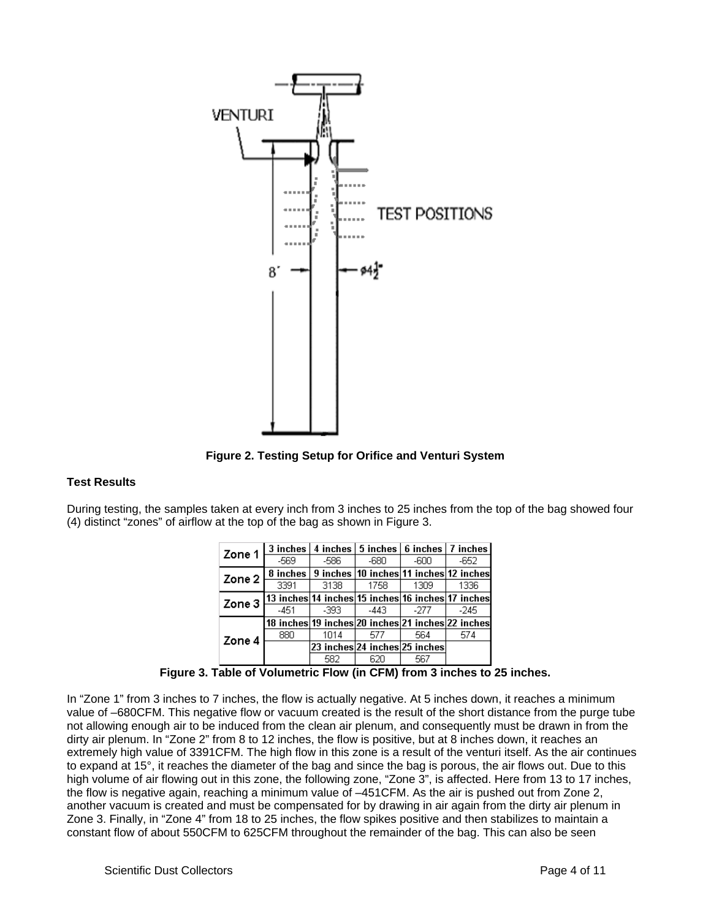Figure 2. Testing Setup for Orifice and Venturi System

**Test Results**

During testing, the samples taken at every inch from 3 inches to 25 inches from the top of the bag showed four (4) distinct "zones" of airflow at the top of the bag as shown in Figure 3.

| Zone | | | | | |
|---|---|---|---|---|---|
| Zone 1 | 3 inches | 4 inches | 5 inches | 6 inches | 7 inches |
| | -569 | -586 | -680 | -600 | -652 |
| Zone 2 | 8 inches | 9 inches | 10 inches | 11 inches | 12 inches |
| | 3391 | 3138 | 1758 | 1309 | 1336 |
| Zone 3 | 13 inches | 14 inches | 15 inches | 16 inches | 17 inches |
| | -451 | -393 | -443 | -277 | -245 |
| Zone 4 | 18 inches | 19 inches | 20 inches | 21 inches | 22 inches |
| | 880 | 1014 | 577 | 564 | 574 |
| | | 23 inches | 24 inches | 25 inches | |
| | | 582 | 620 | 567 | |

**Figure 3. Table of Volumetric Flow (in CFM) from 3 inches to 25 inches.**

In "Zone 1" from 3 inches to 7 inches, the flow is actually negative. At 5 inches down, it reaches a minimum value of –680CFM. This negative flow or vacuum created is the result of the short distance from the purge tube not allowing enough air to be induced from the clean air plenum, and consequently must be drawn in from the dirty air plenum. In "Zone 2" from 8 to 12 inches, the flow is positive, but at 8 inches down, it reaches an extremely high value of 3391CFM. The high flow in this zone is a result of the venturi itself. As the air continues to expand at 15°, it reaches the diameter of the bag and since the bag is porous, the air flows out. Due to this high volume of air flowing out in this zone, the following zone, "Zone 3", is affected. Here from 13 to 17 inches, the flow is negative again, reaching a minimum value of –451CFM. As the air is pushed out from Zone 2, another vacuum is created and must be compensated for by drawing in air again from the dirty air plenum in Zone 3. Finally, in "Zone 4" from 18 to 25 inches, the flow spikes positive and then stabilizes to maintain a constant flow of about 550CFM to 625CFM throughout the remainder of the bag. This can also be seen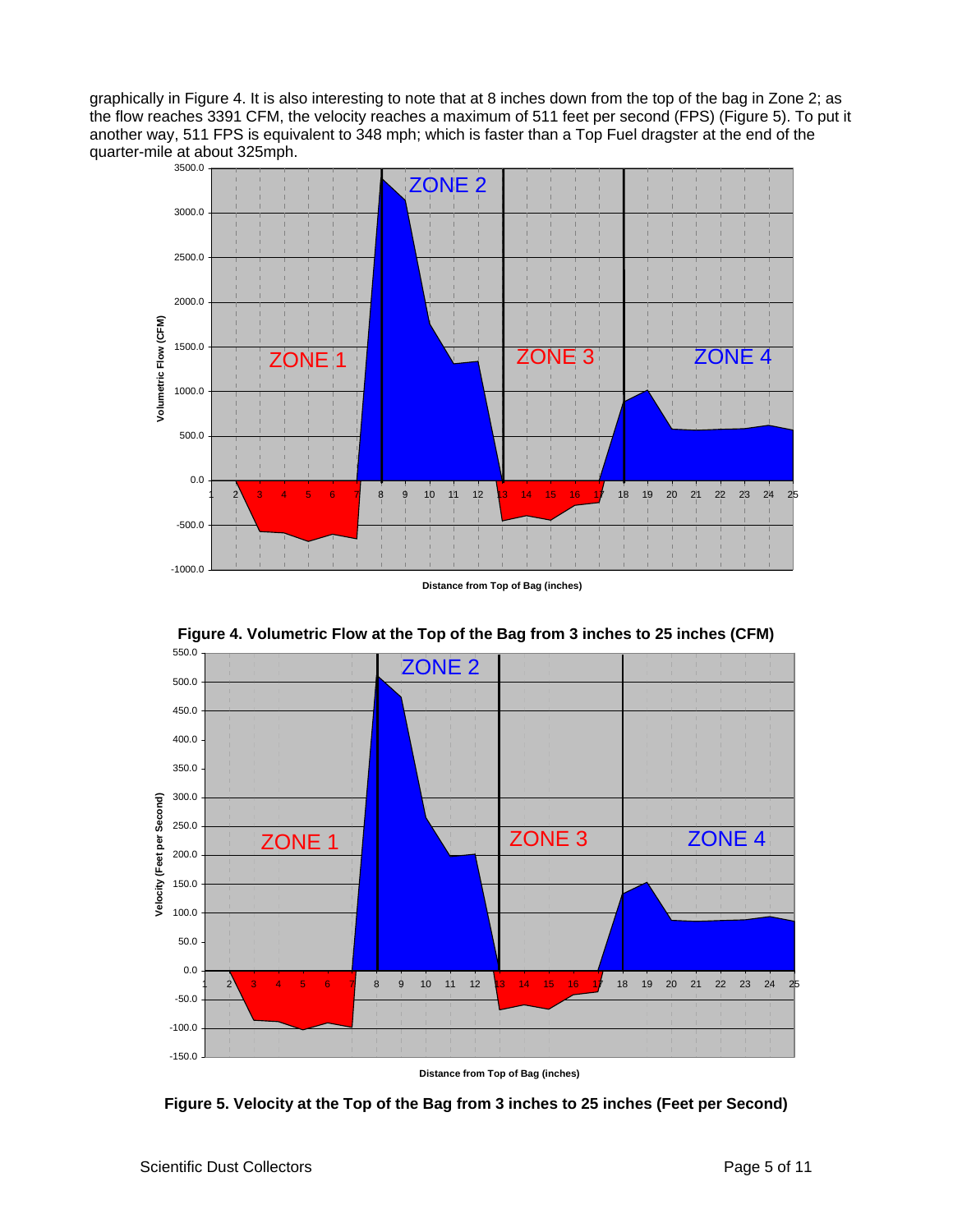graphically in Figure 4. It is also interesting to note that at 8 inches down from the top of the bag in Zone 2; as the flow reaches 3391 CFM, the velocity reaches a maximum of 511 feet per second (FPS) (Figure 5). To put it another way, 511 FPS is equivalent to 348 mph; which is faster than a Top Fuel dragster at the end of the quarter-mile at about 325mph.

**Figure 4. Volumetric Flow at the Top of the Bag from 3 inches to 25 inches (CFM)**

**Figure 5. Velocity at the Top of the Bag from 3 inches to 25 inches (Feet per Second)**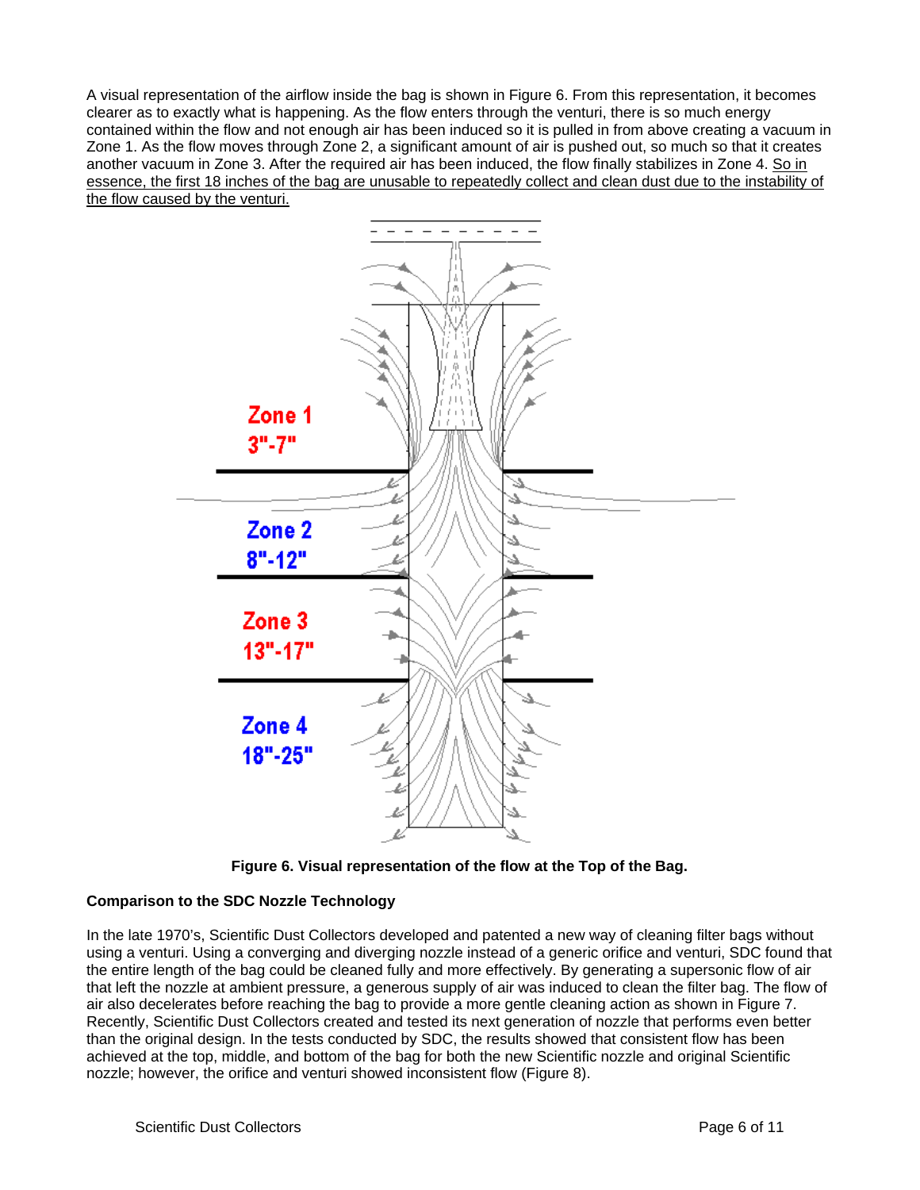A visual representation of the airflow inside the bag is shown in Figure 6. From this representation, it becomes clearer as to exactly what is happening. As the flow enters through the venturi, there is so much energy contained within the flow and not enough air has been induced so it is pulled in from above creating a vacuum in Zone 1. As the flow moves through Zone 2, a significant amount of air is pushed out, so much so that it creates another vacuum in Zone 3. After the required air has been induced, the flow finally stabilizes in Zone 4. <u>So in essence, the first 18 inches of the bag are unusable to repeatedly collect and clean dust due to the instability of the flow caused by the venturi.</u>

Zone 1 3"-7"

Zone 2 8"-12"

Zone 3 13"-17"

Zone 4 18"-25"

**Figure 6. Visual representation of the flow at the Top of the Bag.**

**Comparison to the SDC Nozzle Technology**

In the late 1970's, Scientific Dust Collectors developed and patented a new way of cleaning filter bags without using a venturi. Using a converging and diverging nozzle instead of a generic orifice and venturi, SDC found that the entire length of the bag could be cleaned fully and more effectively. By generating a supersonic flow of air that left the nozzle at ambient pressure, a generous supply of air was induced to clean the filter bag. The flow of air also decelerates before reaching the bag to provide a more gentle cleaning action as shown in Figure 7. Recently, Scientific Dust Collectors created and tested its next generation of nozzle that performs even better than the original design. In the tests conducted by SDC, the results showed that consistent flow has been achieved at the top, middle, and bottom of the bag for both the new Scientific nozzle and original Scientific nozzle; however, the orifice and venturi showed inconsistent flow (Figure 8).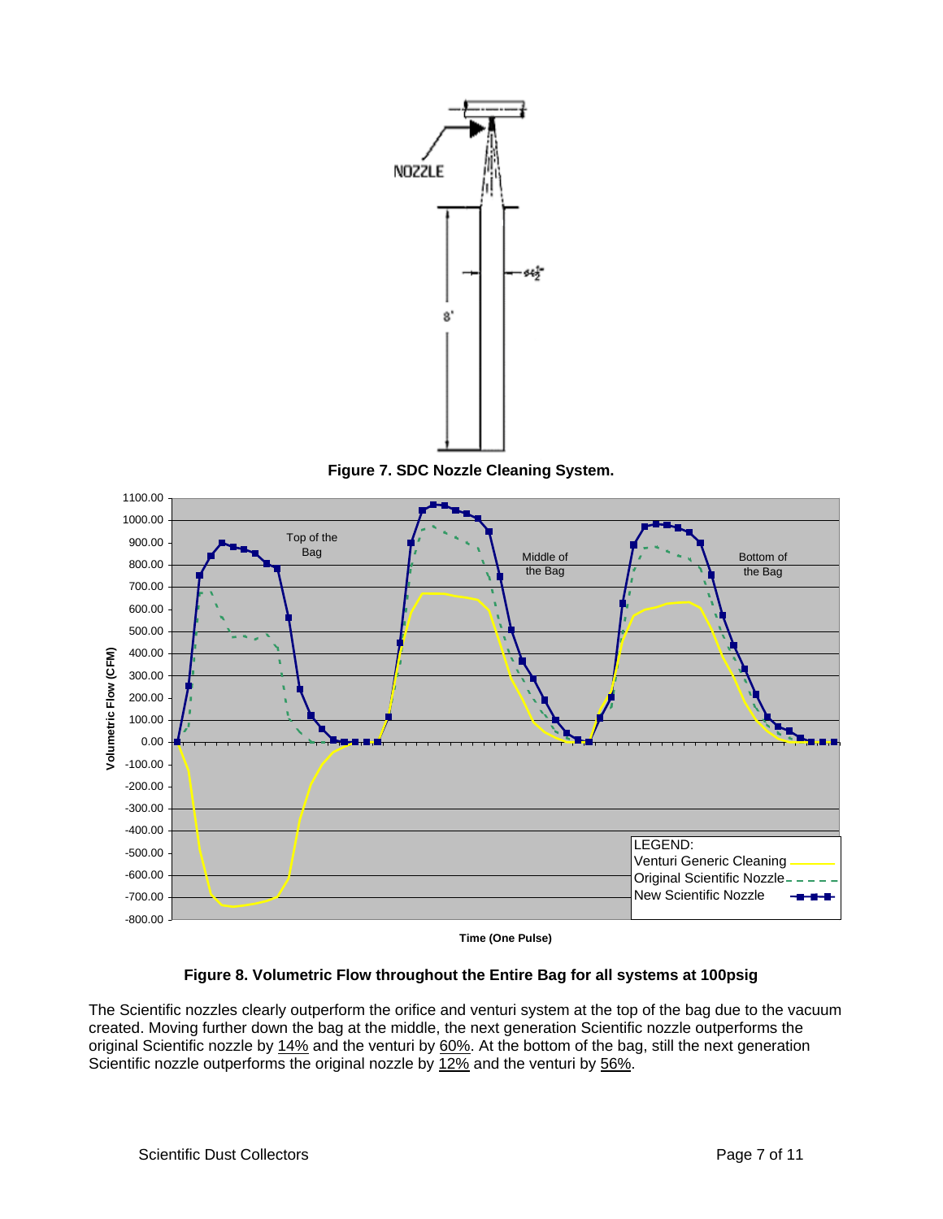**Figure 7. SDC Nozzle Cleaning System.**

**Figure 8. Volumetric Flow throughout the Entire Bag for all systems at 100psig**

The Scientific nozzles clearly outperform the orifice and venturi system at the top of the bag due to the vacuum created. Moving further down the bag at the middle, the next generation Scientific nozzle outperforms the original Scientific nozzle by 14% and the venturi by 60%. At the bottom of the bag, still the next generation Scientific nozzle outperforms the original nozzle by 12% and the venturi by 56%.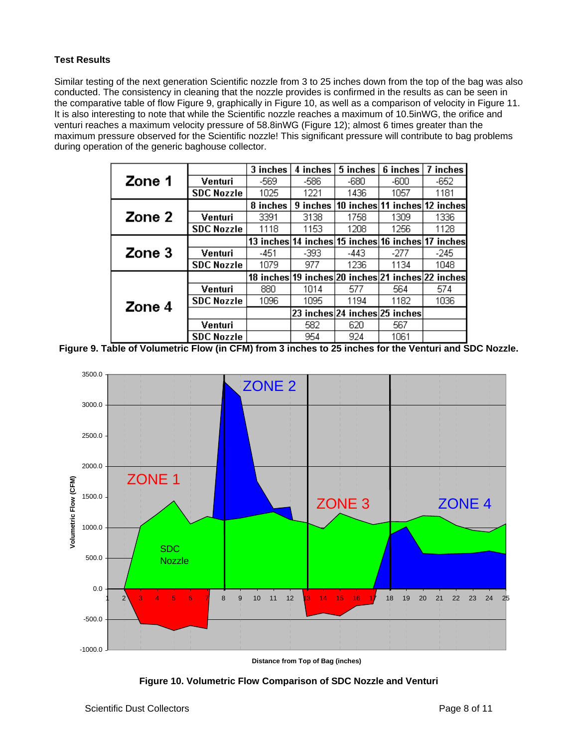**Test Results**

Similar testing of the next generation Scientific nozzle from 3 to 25 inches down from the top of the bag was also conducted. The consistency in cleaning that the nozzle provides is confirmed in the results as can be seen in the comparative table of flow Figure 9, graphically in Figure 10, as well as a comparison of velocity in Figure 11. It is also interesting to note that while the Scientific nozzle reaches a maximum of 10.5inWG, the orifice and venturi reaches a maximum velocity pressure of 58.8inWG (Figure 12); almost 6 times greater than the maximum pressure observed for the Scientific nozzle! This significant pressure will contribute to bag problems during operation of the generic baghouse collector.

| | | | | | | |
|---|---|---|---|---|---|---|
| **Zone 1** | | **3 inches** | **4 inches** | **5 inches** | **6 inches** | **7 inches** |
| | **Venturi** | -569 | -586 | -680 | -600 | -652 |
| | **SDC Nozzle** | 1025 | 1221 | 1436 | 1057 | 1181 |
| **Zone 2** | | **8 inches** | **9 inches** | **10 inches** | **11 inches** | **12 inches** |
| | **Venturi** | 3391 | 3138 | 1758 | 1309 | 1336 |
| | **SDC Nozzle** | 1118 | 1153 | 1208 | 1256 | 1128 |
| **Zone 3** | | **13 inches** | **14 inches** | **15 inches** | **16 inches** | **17 inches** |
| | **Venturi** | -451 | -393 | -443 | -277 | -245 |
| | **SDC Nozzle** | 1079 | 977 | 1236 | 1134 | 1048 |
| **Zone 4** | | **18 inches** | **19 inches** | **20 inches** | **21 inches** | **22 inches** |
| | **Venturi** | 880 | 1014 | 577 | 564 | 574 |
| | **SDC Nozzle** | 1096 | 1095 | 1194 | 1182 | 1036 |
| | | | **23 inches** | **24 inches** | **25 inches** | |
| | **Venturi** | | 582 | 620 | 567 | |
| | **SDC Nozzle** | | 954 | 924 | 1061 | |

**Figure 9. Table of Volumetric Flow (in CFM) from 3 inches to 25 inches for the Venturi and SDC Nozzle.**

**Figure 10. Volumetric Flow Comparison of SDC Nozzle and Venturi**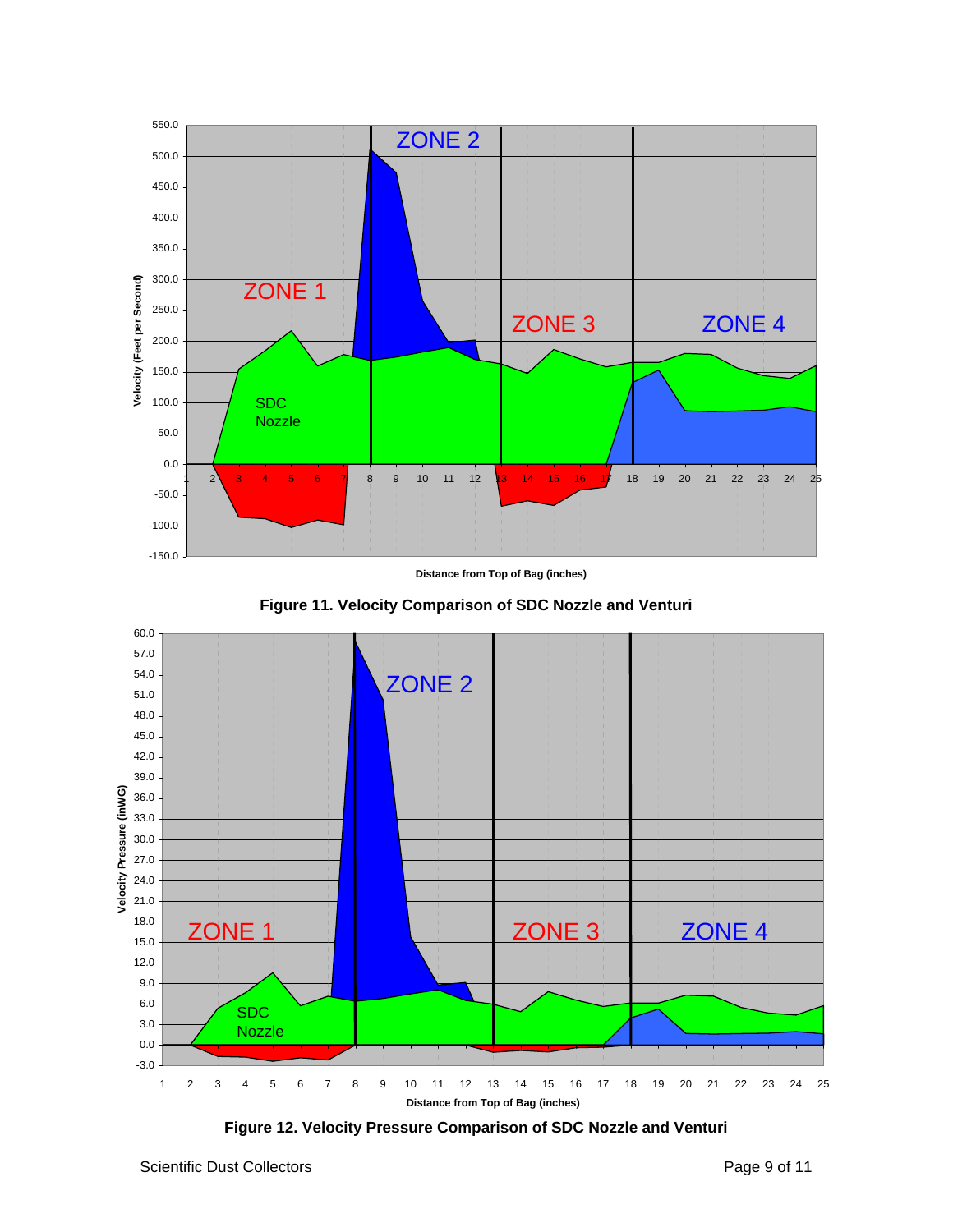Figure 11. Velocity Comparison of SDC Nozzle and Venturi

Figure 12. Velocity Pressure Comparison of SDC Nozzle and Venturi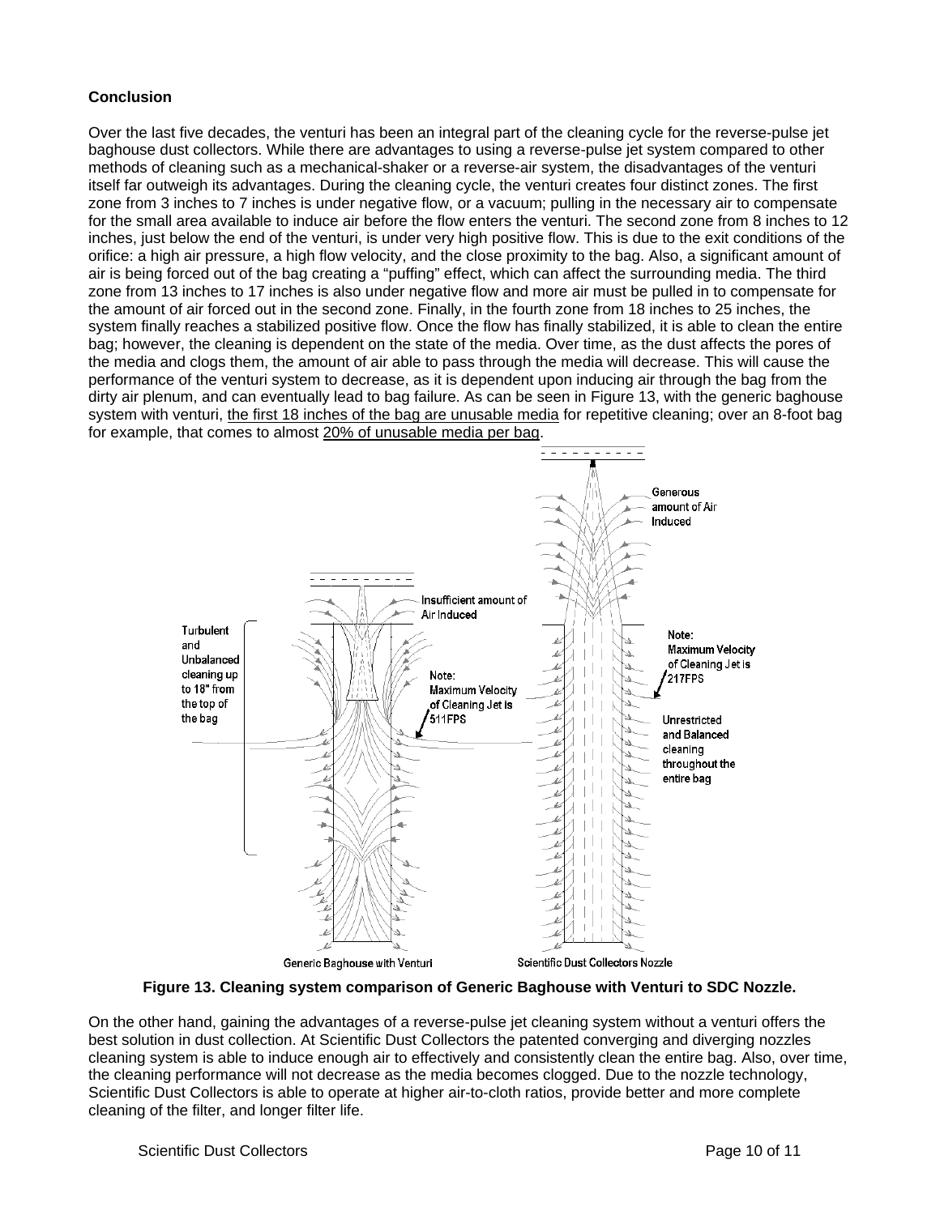**Conclusion**

Over the last five decades, the venturi has been an integral part of the cleaning cycle for the reverse-pulse jet baghouse dust collectors. While there are advantages to using a reverse-pulse jet system compared to other methods of cleaning such as a mechanical-shaker or a reverse-air system, the disadvantages of the venturi itself far outweigh its advantages. During the cleaning cycle, the venturi creates four distinct zones. The first zone from 3 inches to 7 inches is under negative flow, or a vacuum; pulling in the necessary air to compensate for the small area available to induce air before the flow enters the venturi. The second zone from 8 inches to 12 inches, just below the end of the venturi, is under very high positive flow. This is due to the exit conditions of the orifice: a high air pressure, a high flow velocity, and the close proximity to the bag. Also, a significant amount of air is being forced out of the bag creating a "puffing" effect, which can affect the surrounding media. The third zone from 13 inches to 17 inches is also under negative flow and more air must be pulled in to compensate for the amount of air forced out in the second zone. Finally, in the fourth zone from 18 inches to 25 inches, the system finally reaches a stabilized positive flow. Once the flow has finally stabilized, it is able to clean the entire bag; however, the cleaning is dependent on the state of the media. Over time, as the dust affects the pores of the media and clogs them, the amount of air able to pass through the media will decrease. This will cause the performance of the venturi system to decrease, as it is dependent upon inducing air through the bag from the dirty air plenum, and can eventually lead to bag failure. As can be seen in Figure 13, with the generic baghouse system with venturi, the first 18 inches of the bag are unusable media for repetitive cleaning; over an 8-foot bag for example, that comes to almost 20% of unusable media per bag.

Turbulent and Unbalanced cleaning up to 18" from the top of the bag

Insufficient amount of Air Induced

Note: Maximum Velocity of Cleaning Jet is 511FPS

Generous amount of Air Induced

Note: Maximum Velocity of Cleaning Jet is 217FPS

Unrestricted and Balanced cleaning throughout the entire bag

Generic Baghouse with Venturi — Scientific Dust Collectors Nozzle

**Figure 13. Cleaning system comparison of Generic Baghouse with Venturi to SDC Nozzle.**

On the other hand, gaining the advantages of a reverse-pulse jet cleaning system without a venturi offers the best solution in dust collection. At Scientific Dust Collectors the patented converging and diverging nozzles cleaning system is able to induce enough air to effectively and consistently clean the entire bag. Also, over time, the cleaning performance will not decrease as the media becomes clogged. Due to the nozzle technology, Scientific Dust Collectors is able to operate at higher air-to-cloth ratios, provide better and more complete cleaning of the filter, and longer filter life.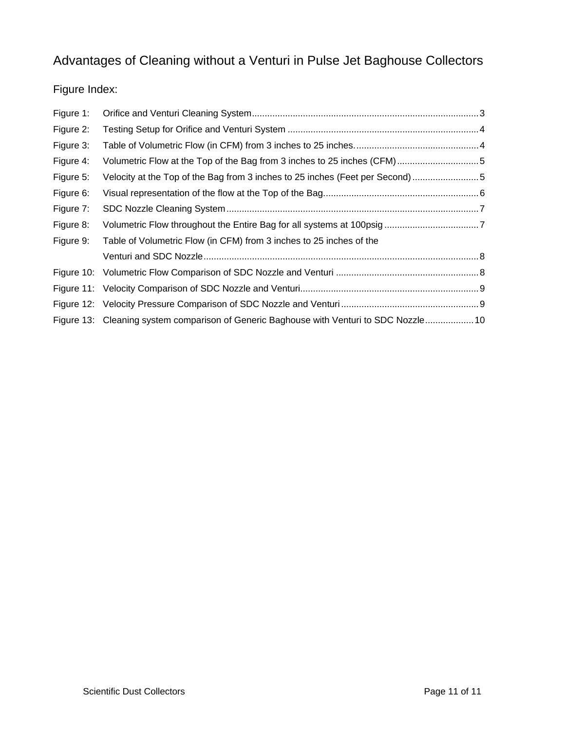# Advantages of Cleaning without a Venturi in Pulse Jet Baghouse Collectors

## Figure Index:

Figure 1: Orifice and Venturi Cleaning System ........................................................................................ 3
Figure 2: Testing Setup for Orifice and Venturi System .......................................................................... 4
Figure 3: Table of Volumetric Flow (in CFM) from 3 inches to 25 inches. ................................................ 4
Figure 4: Volumetric Flow at the Top of the Bag from 3 inches to 25 inches (CFM) ................................ 5
Figure 5: Velocity at the Top of the Bag from 3 inches to 25 inches (Feet per Second) .......................... 5
Figure 6: Visual representation of the flow at the Top of the Bag............................................................ 6
Figure 7: SDC Nozzle Cleaning System .................................................................................................. 7
Figure 8: Volumetric Flow throughout the Entire Bag for all systems at 100psig ..................................... 7
Figure 9: Table of Volumetric Flow (in CFM) from 3 inches to 25 inches of the Venturi and SDC Nozzle ........................................................................................................... 8
Figure 10: Volumetric Flow Comparison of SDC Nozzle and Venturi ........................................................ 8
Figure 11: Velocity Comparison of SDC Nozzle and Venturi...................................................................... 9
Figure 12: Velocity Pressure Comparison of SDC Nozzle and Venturi ...................................................... 9
Figure 13: Cleaning system comparison of Generic Baghouse with Venturi to SDC Nozzle ................... 10